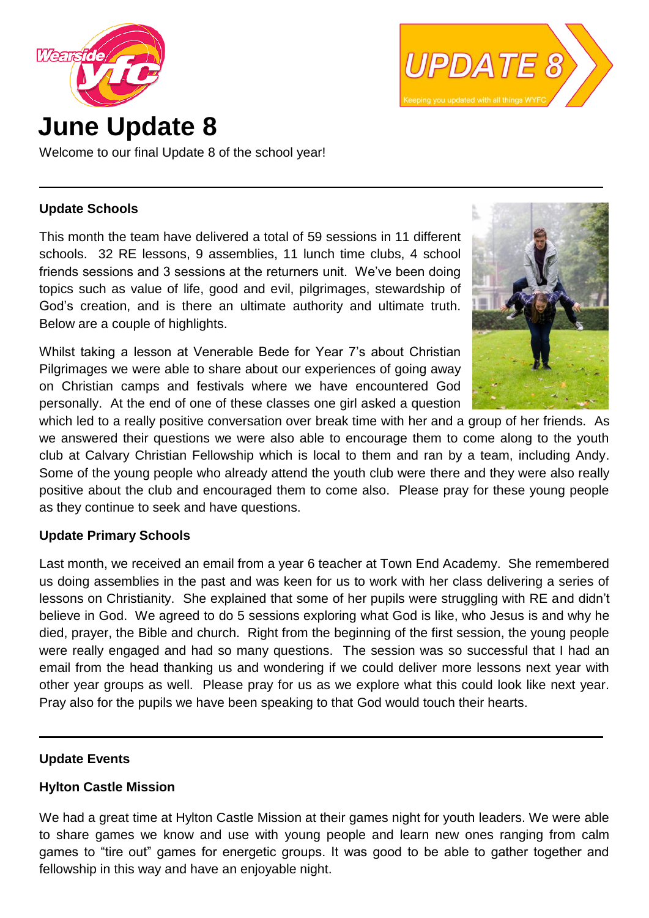# June Update 8

Welcome to our final Update 8 of the school year!

---

**Update Schools**

This month the team have delivered a total of 59 sessions in 11 different schools. 32 RE lessons, 9 assemblies, 11 lunch time clubs, 4 school friends sessions and 3 sessions at the returners unit. We've been doing topics such as value of life, good and evil, pilgrimages, stewardship of God's creation, and is there an ultimate authority and ultimate truth. Below are a couple of highlights.

Whilst taking a lesson at Venerable Bede for Year 7's about Christian Pilgrimages we were able to share about our experiences of going away on Christian camps and festivals where we have encountered God personally. At the end of one of these classes one girl asked a question which led to a really positive conversation over break time with her and a group of her friends. As we answered their questions we were also able to encourage them to come along to the youth club at Calvary Christian Fellowship which is local to them and ran by a team, including Andy. Some of the young people who already attend the youth club were there and they were also really positive about the club and encouraged them to come also. Please pray for these young people as they continue to seek and have questions.

**Update Primary Schools**

Last month, we received an email from a year 6 teacher at Town End Academy. She remembered us doing assemblies in the past and was keen for us to work with her class delivering a series of lessons on Christianity. She explained that some of her pupils were struggling with RE and didn't believe in God. We agreed to do 5 sessions exploring what God is like, who Jesus is and why he died, prayer, the Bible and church. Right from the beginning of the first session, the young people were really engaged and had so many questions. The session was so successful that I had an email from the head thanking us and wondering if we could deliver more lessons next year with other year groups as well. Please pray for us as we explore what this could look like next year. Pray also for the pupils we have been speaking to that God would touch their hearts.

---

**Update Events**

**Hylton Castle Mission**

We had a great time at Hylton Castle Mission at their games night for youth leaders. We were able to share games we know and use with young people and learn new ones ranging from calm games to "tire out" games for energetic groups. It was good to be able to gather together and fellowship in this way and have an enjoyable night.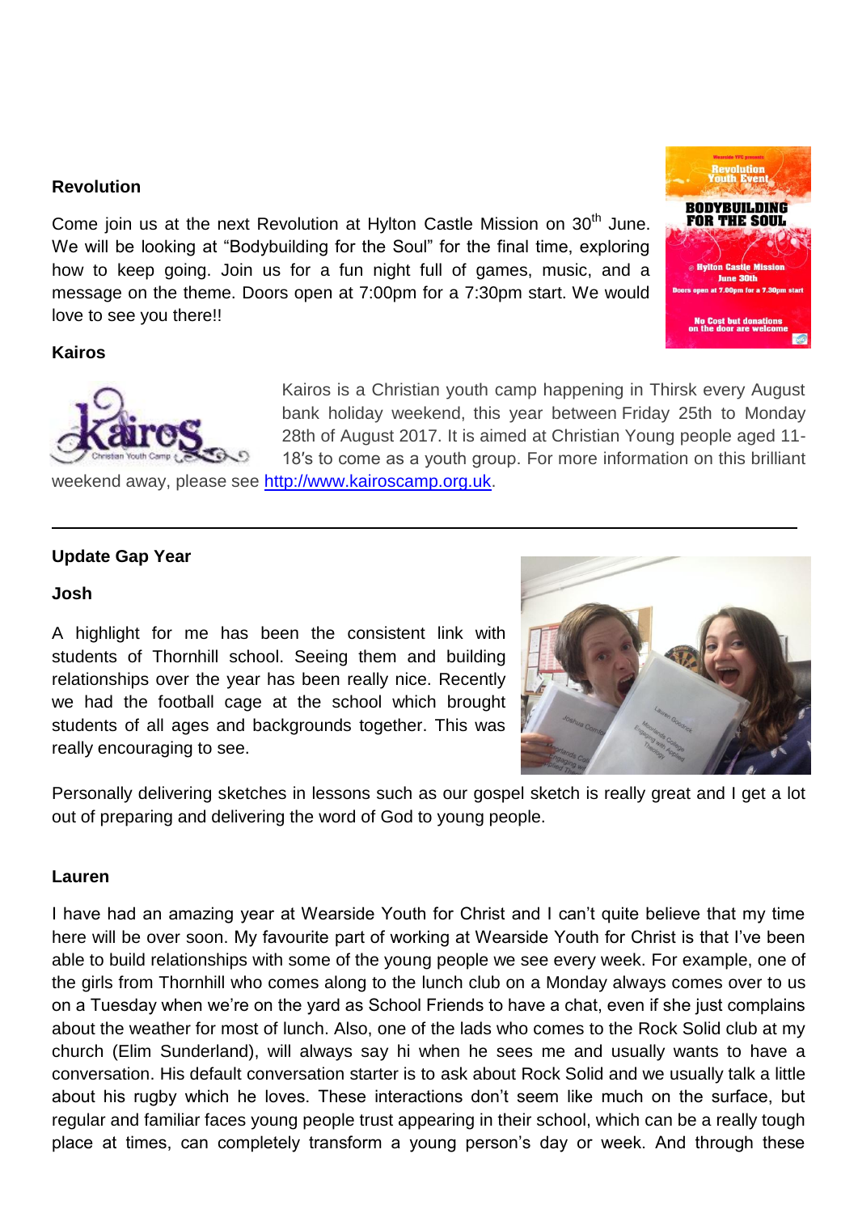**Revolution**

Come join us at the next Revolution at Hylton Castle Mission on 30th June. We will be looking at "Bodybuilding for the Soul" for the final time, exploring how to keep going. Join us for a fun night full of games, music, and a message on the theme. Doors open at 7:00pm for a 7:30pm start. We would love to see you there!!

**Kairos**

Kairos is a Christian youth camp happening in Thirsk every August bank holiday weekend, this year between Friday 25th to Monday 28th of August 2017. It is aimed at Christian Young people aged 11-18′s to come as a youth group. For more information on this brilliant weekend away, please see [http://www.kairoscamp.org.uk](http://www.kairoscamp.org.uk).

---

**Update Gap Year**

**Josh**

A highlight for me has been the consistent link with students of Thornhill school. Seeing them and building relationships over the year has been really nice. Recently we had the football cage at the school which brought students of all ages and backgrounds together. This was really encouraging to see.

Personally delivering sketches in lessons such as our gospel sketch is really great and I get a lot out of preparing and delivering the word of God to young people.

**Lauren**

I have had an amazing year at Wearside Youth for Christ and I can't quite believe that my time here will be over soon. My favourite part of working at Wearside Youth for Christ is that I've been able to build relationships with some of the young people we see every week. For example, one of the girls from Thornhill who comes along to the lunch club on a Monday always comes over to us on a Tuesday when we're on the yard as School Friends to have a chat, even if she just complains about the weather for most of lunch. Also, one of the lads who comes to the Rock Solid club at my church (Elim Sunderland), will always say hi when he sees me and usually wants to have a conversation. His default conversation starter is to ask about Rock Solid and we usually talk a little about his rugby which he loves. These interactions don't seem like much on the surface, but regular and familiar faces young people trust appearing in their school, which can be a really tough place at times, can completely transform a young person's day or week. And through these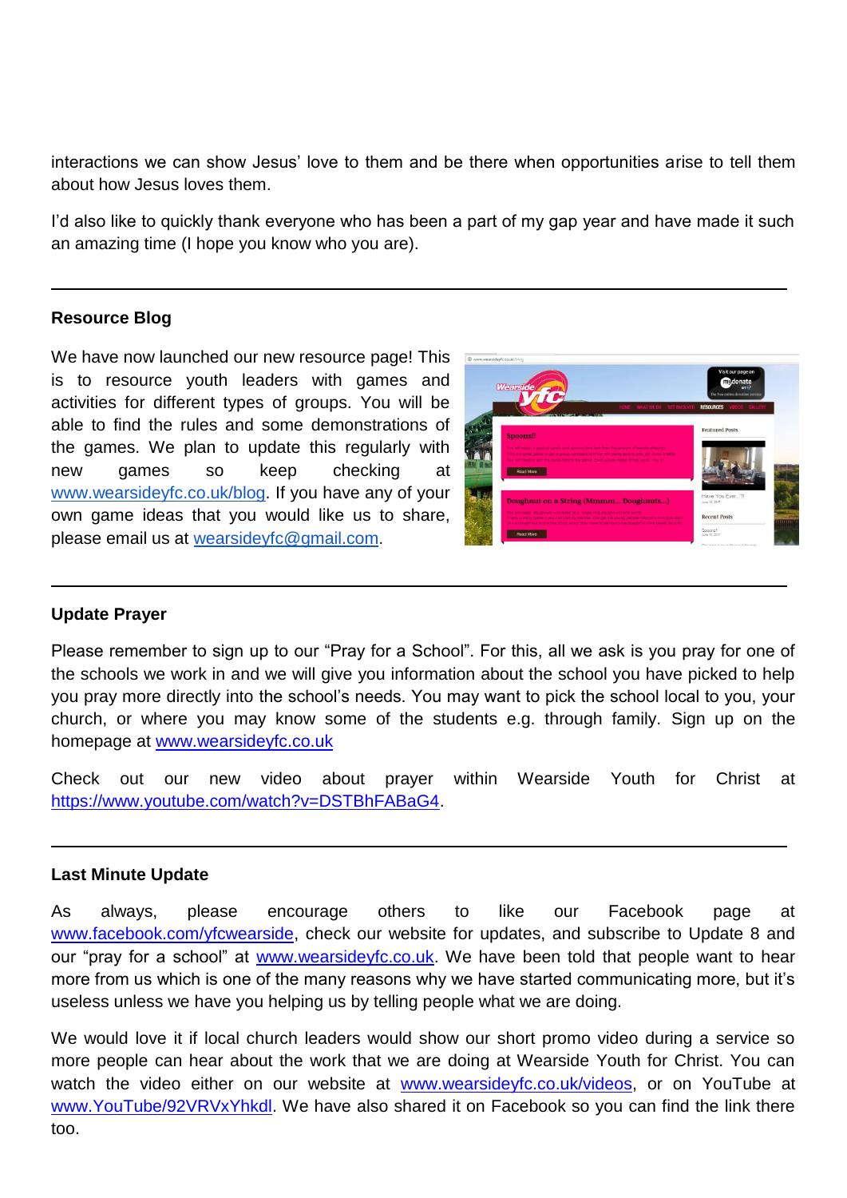interactions we can show Jesus' love to them and be there when opportunities arise to tell them about how Jesus loves them.

I'd also like to quickly thank everyone who has been a part of my gap year and have made it such an amazing time (I hope you know who you are).

---

**Resource Blog**

We have now launched our new resource page! This is to resource youth leaders with games and activities for different types of groups. You will be able to find the rules and some demonstrations of the games. We plan to update this regularly with new games so keep checking at www.wearsideyfc.co.uk/blog. If you have any of your own game ideas that you would like us to share, please email us at wearsideyfc@gmail.com.

---

**Update Prayer**

Please remember to sign up to our "Pray for a School". For this, all we ask is you pray for one of the schools we work in and we will give you information about the school you have picked to help you pray more directly into the school's needs. You may want to pick the school local to you, your church, or where you may know some of the students e.g. through family. Sign up on the homepage at www.wearsideyfc.co.uk

Check out our new video about prayer within Wearside Youth for Christ at https://www.youtube.com/watch?v=DSTBhFABaG4.

---

**Last Minute Update**

As always, please encourage others to like our Facebook page at www.facebook.com/yfcwearside, check our website for updates, and subscribe to Update 8 and our "pray for a school" at www.wearsideyfc.co.uk. We have been told that people want to hear more from us which is one of the many reasons why we have started communicating more, but it's useless unless we have you helping us by telling people what we are doing.

We would love it if local church leaders would show our short promo video during a service so more people can hear about the work that we are doing at Wearside Youth for Christ. You can watch the video either on our website at www.wearsideyfc.co.uk/videos, or on YouTube at www.YouTube/92VRVxYhkdl. We have also shared it on Facebook so you can find the link there too.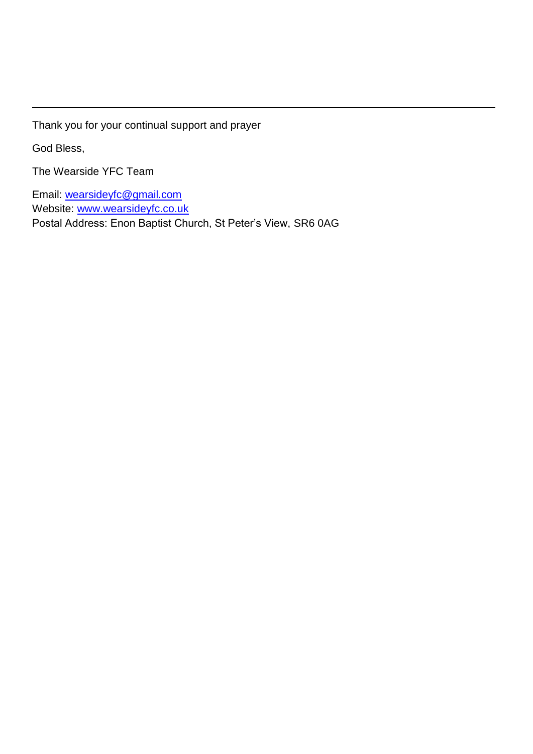---

Thank you for your continual support and prayer

God Bless,

The Wearside YFC Team

Email: wearsideyfc@gmail.com  
Website: www.wearsideyfc.co.uk  
Postal Address: Enon Baptist Church, St Peter's View, SR6 0AG